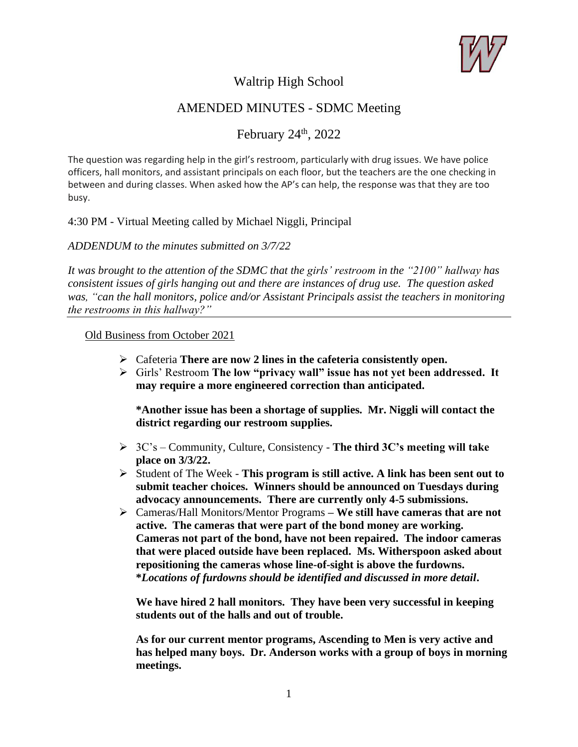# Waltrip High School

## AMENDED MINUTES - SDMC Meeting

## February 24th, 2022

The question was regarding help in the girl's restroom, particularly with drug issues. We have police officers, hall monitors, and assistant principals on each floor, but the teachers are the one checking in between and during classes. When asked how the AP's can help, the response was that they are too busy.

4:30 PM - Virtual Meeting called by Michael Niggli, Principal

*ADDENDUM to the minutes submitted on 3/7/22*

*It was brought to the attention of the SDMC that the girls' restroom in the "2100" hallway has consistent issues of girls hanging out and there are instances of drug use. The question asked was, "can the hall monitors, police and/or Assistant Principals assist the teachers in monitoring the restrooms in this hallway?"*

---

Old Business from October 2021

- Cafeteria **There are now 2 lines in the cafeteria consistently open.**
- Girls' Restroom **The low "privacy wall" issue has not yet been addressed. It may require a more engineered correction than anticipated.**

  **\*Another issue has been a shortage of supplies. Mr. Niggli will contact the district regarding our restroom supplies.**

- 3C's – Community, Culture, Consistency - **The third 3C's meeting will take place on 3/3/22.**
- Student of The Week - **This program is still active. A link has been sent out to submit teacher choices. Winners should be announced on Tuesdays during advocacy announcements. There are currently only 4-5 submissions.**
- Cameras/Hall Monitors/Mentor Programs – **We still have cameras that are not active. The cameras that were part of the bond money are working. Cameras not part of the bond, have not been repaired. The indoor cameras that were placed outside have been replaced. Ms. Witherspoon asked about repositioning the cameras whose line-of-sight is above the furdowns. \****Locations of furdowns should be identified and discussed in more detail***.

  **We have hired 2 hall monitors. They have been very successful in keeping students out of the halls and out of trouble.**

  **As for our current mentor programs, Ascending to Men is very active and has helped many boys. Dr. Anderson works with a group of boys in morning meetings.**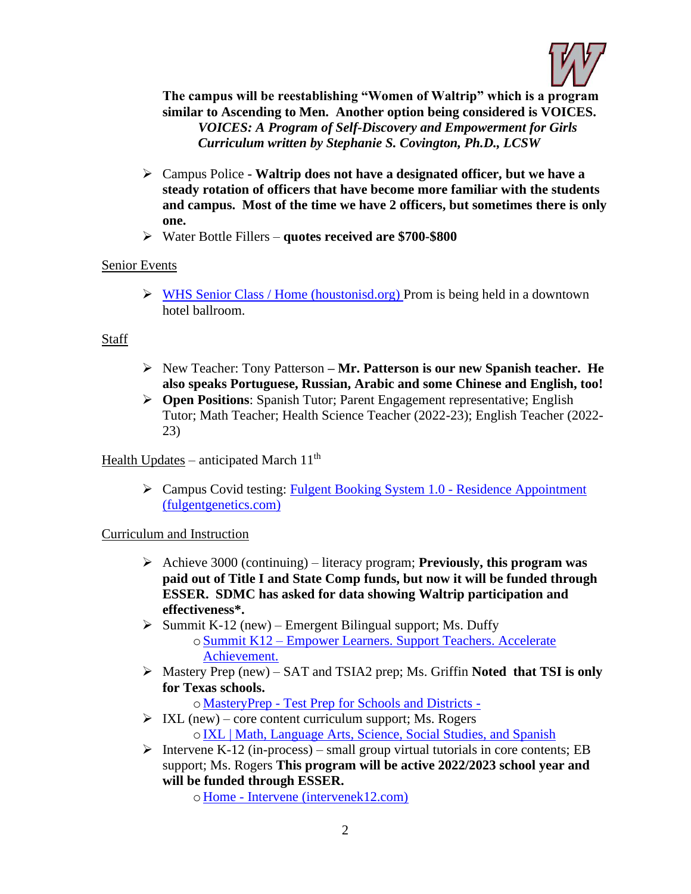**The campus will be reestablishing "Women of Waltrip" which is a program similar to Ascending to Men. Another option being considered is VOICES.**
***VOICES: A Program of Self-Discovery and Empowerment for Girls***
***Curriculum written by Stephanie S. Covington, Ph.D., LCSW***

- Campus Police - **Waltrip does not have a designated officer, but we have a steady rotation of officers that have become more familiar with the students and campus. Most of the time we have 2 officers, but sometimes there is only one.**
- Water Bottle Fillers – **quotes received are $700-$800**

Senior Events

- [WHS Senior Class / Home (houstonisd.org)](#) Prom is being held in a downtown hotel ballroom.

Staff

- New Teacher: Tony Patterson **– Mr. Patterson is our new Spanish teacher. He also speaks Portuguese, Russian, Arabic and some Chinese and English, too!**
- **Open Positions**: Spanish Tutor; Parent Engagement representative; English Tutor; Math Teacher; Health Science Teacher (2022-23); English Teacher (2022-23)

Health Updates – anticipated March 11th

- Campus Covid testing: [Fulgent Booking System 1.0 - Residence Appointment (fulgentgenetics.com)](#)

Curriculum and Instruction

- Achieve 3000 (continuing) – literacy program; **Previously, this program was paid out of Title I and State Comp funds, but now it will be funded through ESSER. SDMC has asked for data showing Waltrip participation and effectiveness*.**
- Summit K-12 (new) – Emergent Bilingual support; Ms. Duffy
  - [Summit K12 – Empower Learners. Support Teachers. Accelerate Achievement.](#)
- Mastery Prep (new) – SAT and TSIA2 prep; Ms. Griffin **Noted that TSI is only for Texas schools.**
  - [MasteryPrep - Test Prep for Schools and Districts -](#)
- IXL (new) – core content curriculum support; Ms. Rogers
  - [IXL | Math, Language Arts, Science, Social Studies, and Spanish](#)
- Intervene K-12 (in-process) – small group virtual tutorials in core contents; EB support; Ms. Rogers **This program will be active 2022/2023 school year and will be funded through ESSER.**
  - [Home - Intervene (intervenek12.com)](#)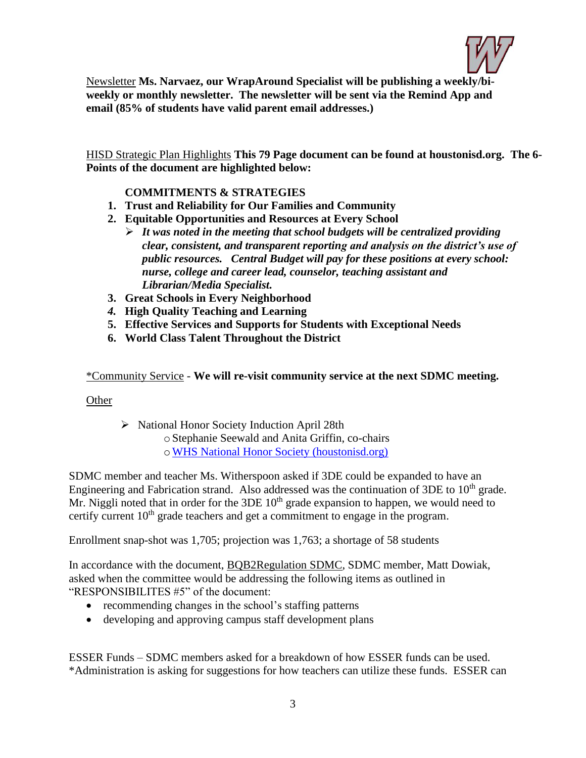<u>Newsletter</u> **Ms. Narvaez, our WrapAround Specialist will be publishing a weekly/bi-weekly or monthly newsletter. The newsletter will be sent via the Remind App and email (85% of students have valid parent email addresses.)**

<u>HISD Strategic Plan Highlights</u> **This 79 Page document can be found at houstonisd.org. The 6-Points of the document are highlighted below:**

**COMMITMENTS & STRATEGIES**

1. **Trust and Reliability for Our Families and Community**
2. **Equitable Opportunities and Resources at Every School**
   - ***It was noted in the meeting that school budgets will be centralized providing clear, consistent, and transparent reporting and analysis on the district's use of public resources. Central Budget will pay for these positions at every school: nurse, college and career lead, counselor, teaching assistant and Librarian/Media Specialist.***
3. **Great Schools in Every Neighborhood**
4. **High Quality Teaching and Learning**
5. **Effective Services and Supports for Students with Exceptional Needs**
6. **World Class Talent Throughout the District**

<u>*Community Service</u> - **We will re-visit community service at the next SDMC meeting.**

<u>Other</u>

- National Honor Society Induction April 28th
  - Stephanie Seewald and Anita Griffin, co-chairs
  - [WHS National Honor Society (houstonisd.org)](houstonisd.org)

SDMC member and teacher Ms. Witherspoon asked if 3DE could be expanded to have an Engineering and Fabrication strand. Also addressed was the continuation of 3DE to 10th grade. Mr. Niggli noted that in order for the 3DE 10th grade expansion to happen, we would need to certify current 10th grade teachers and get a commitment to engage in the program.

Enrollment snap-shot was 1,705; projection was 1,763; a shortage of 58 students

In accordance with the document, <u>BQB2Regulation SDMC</u>, SDMC member, Matt Dowiak, asked when the committee would be addressing the following items as outlined in "RESPONSIBILITES #5" of the document:

- recommending changes in the school's staffing patterns
- developing and approving campus staff development plans

ESSER Funds – SDMC members asked for a breakdown of how ESSER funds can be used. *Administration is asking for suggestions for how teachers can utilize these funds. ESSER can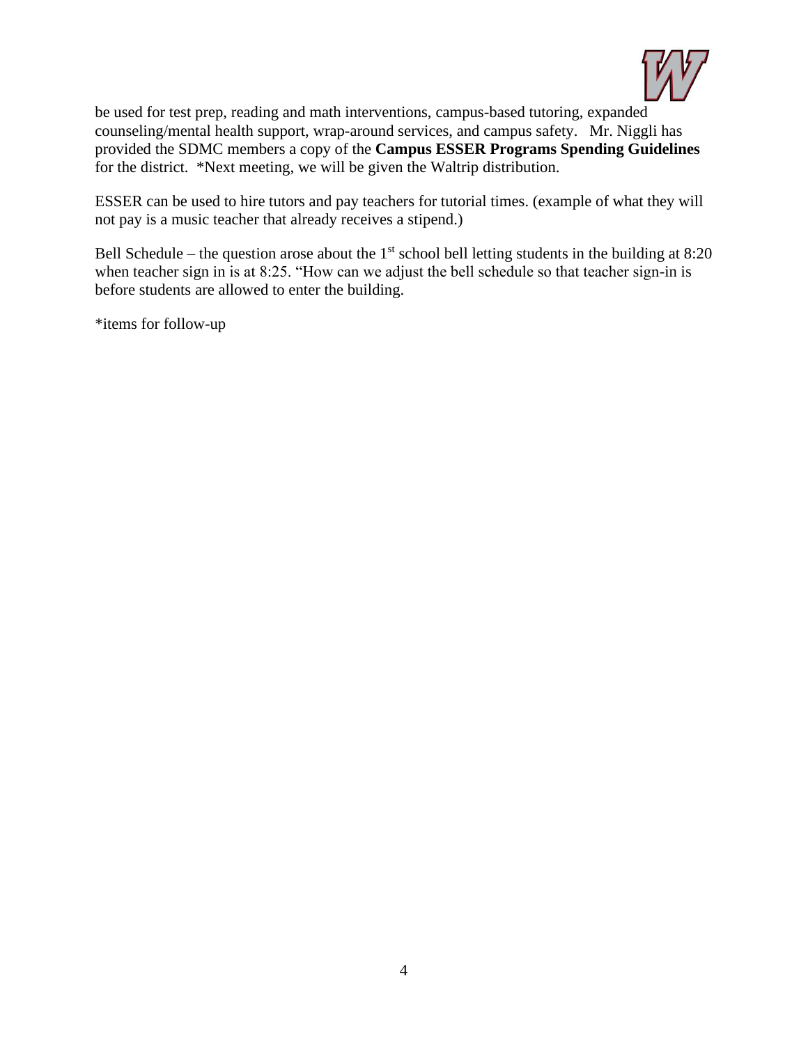be used for test prep, reading and math interventions, campus-based tutoring, expanded counseling/mental health support, wrap-around services, and campus safety. Mr. Niggli has provided the SDMC members a copy of the **Campus ESSER Programs Spending Guidelines** for the district. *Next meeting, we will be given the Waltrip distribution.

ESSER can be used to hire tutors and pay teachers for tutorial times. (example of what they will not pay is a music teacher that already receives a stipend.)

Bell Schedule – the question arose about the 1st school bell letting students in the building at 8:20 when teacher sign in is at 8:25. "How can we adjust the bell schedule so that teacher sign-in is before students are allowed to enter the building.

*items for follow-up